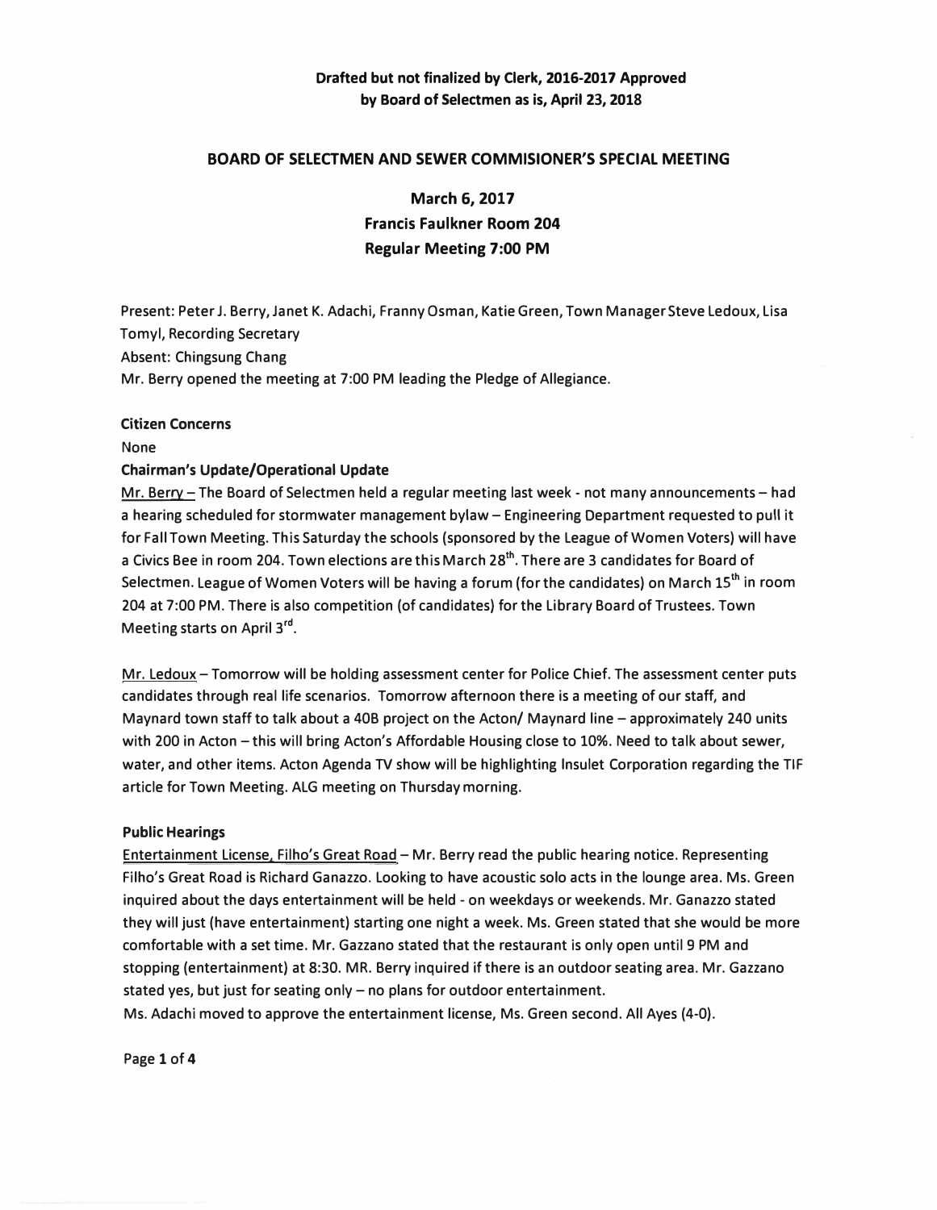**Drafted but not finalized by Clerk, 2016-2017 Approved by Board of Selectmen as is, April 23, 2018**

## BOARD OF SELECTMEN AND SEWER COMMISIONER'S SPECIAL MEETING

### March 6, 2017
### Francis Faulkner Room 204
### Regular Meeting 7:00 PM

Present: Peter J. Berry, Janet K. Adachi, Franny Osman, Katie Green, Town Manager Steve Ledoux, Lisa Tomyl, Recording Secretary
Absent: Chingsung Chang
Mr. Berry opened the meeting at 7:00 PM leading the Pledge of Allegiance.

**Citizen Concerns**

None

**Chairman's Update/Operational Update**

Mr. Berry – The Board of Selectmen held a regular meeting last week - not many announcements – had a hearing scheduled for stormwater management bylaw – Engineering Department requested to pull it for Fall Town Meeting. This Saturday the schools (sponsored by the League of Women Voters) will have a Civics Bee in room 204. Town elections are this March 28th. There are 3 candidates for Board of Selectmen. League of Women Voters will be having a forum (for the candidates) on March 15th in room 204 at 7:00 PM. There is also competition (of candidates) for the Library Board of Trustees. Town Meeting starts on April 3rd.

Mr. Ledoux – Tomorrow will be holding assessment center for Police Chief. The assessment center puts candidates through real life scenarios. Tomorrow afternoon there is a meeting of our staff, and Maynard town staff to talk about a 40B project on the Acton/ Maynard line – approximately 240 units with 200 in Acton – this will bring Acton's Affordable Housing close to 10%. Need to talk about sewer, water, and other items. Acton Agenda TV show will be highlighting Insulet Corporation regarding the TIF article for Town Meeting. ALG meeting on Thursday morning.

**Public Hearings**

Entertainment License, Filho's Great Road – Mr. Berry read the public hearing notice. Representing Filho's Great Road is Richard Ganazzo. Looking to have acoustic solo acts in the lounge area. Ms. Green inquired about the days entertainment will be held - on weekdays or weekends. Mr. Ganazzo stated they will just (have entertainment) starting one night a week. Ms. Green stated that she would be more comfortable with a set time. Mr. Gazzano stated that the restaurant is only open until 9 PM and stopping (entertainment) at 8:30. MR. Berry inquired if there is an outdoor seating area. Mr. Gazzano stated yes, but just for seating only – no plans for outdoor entertainment.
Ms. Adachi moved to approve the entertainment license, Ms. Green second. All Ayes (4-0).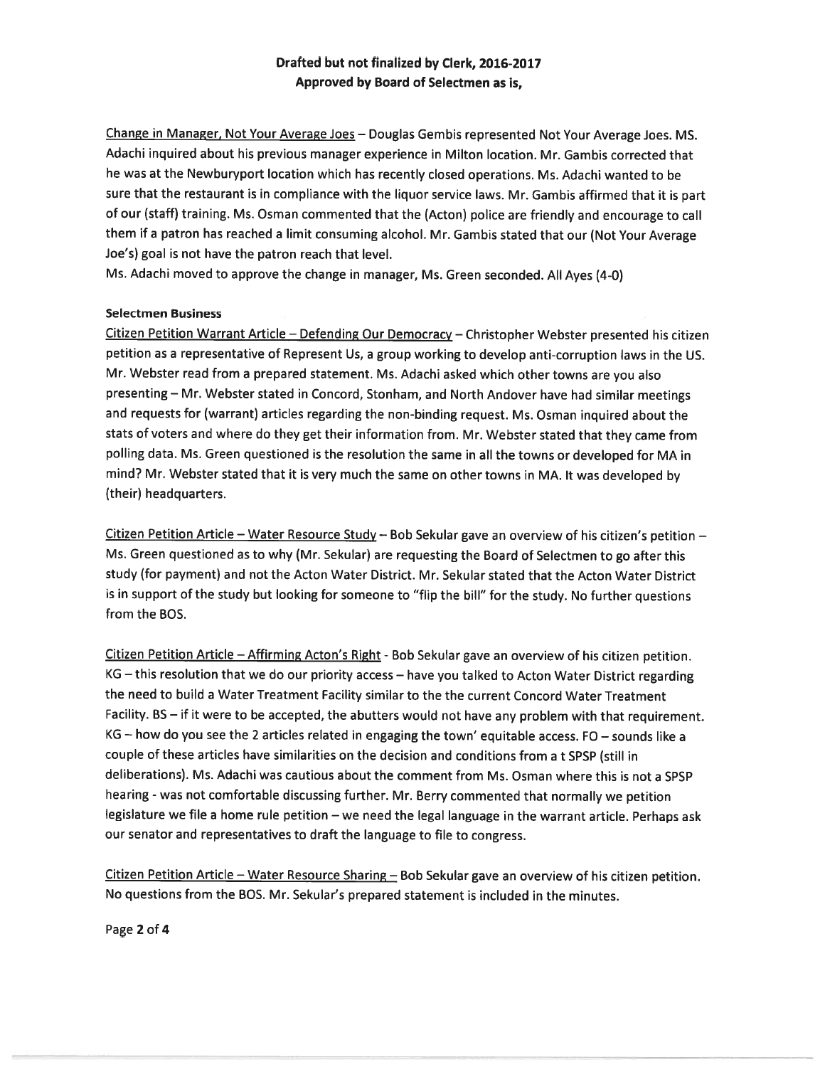**Drafted but not finalized by Clerk, 2016-2017**
**Approved by Board of Selectmen as is,**

Change in Manager, Not Your Average Joes – Douglas Gembis represented Not Your Average Joes. MS. Adachi inquired about his previous manager experience in Milton location. Mr. Gambis corrected that he was at the Newburyport location which has recently closed operations. Ms. Adachi wanted to be sure that the restaurant is in compliance with the liquor service laws. Mr. Gambis affirmed that it is part of our (staff) training. Ms. Osman commented that the (Acton) police are friendly and encourage to call them if a patron has reached a limit consuming alcohol. Mr. Gambis stated that our (Not Your Average Joe's) goal is not have the patron reach that level.
Ms. Adachi moved to approve the change in manager, Ms. Green seconded. All Ayes (4-0)

**Selectmen Business**

Citizen Petition Warrant Article – Defending Our Democracy – Christopher Webster presented his citizen petition as a representative of Represent Us, a group working to develop anti-corruption laws in the US. Mr. Webster read from a prepared statement. Ms. Adachi asked which other towns are you also presenting – Mr. Webster stated in Concord, Stonham, and North Andover have had similar meetings and requests for (warrant) articles regarding the non-binding request. Ms. Osman inquired about the stats of voters and where do they get their information from. Mr. Webster stated that they came from polling data. Ms. Green questioned is the resolution the same in all the towns or developed for MA in mind? Mr. Webster stated that it is very much the same on other towns in MA. It was developed by (their) headquarters.

Citizen Petition Article – Water Resource Study – Bob Sekular gave an overview of his citizen's petition – Ms. Green questioned as to why (Mr. Sekular) are requesting the Board of Selectmen to go after this study (for payment) and not the Acton Water District. Mr. Sekular stated that the Acton Water District is in support of the study but looking for someone to "flip the bill" for the study. No further questions from the BOS.

Citizen Petition Article – Affirming Acton's Right - Bob Sekular gave an overview of his citizen petition. KG – this resolution that we do our priority access – have you talked to Acton Water District regarding the need to build a Water Treatment Facility similar to the the current Concord Water Treatment Facility. BS – if it were to be accepted, the abutters would not have any problem with that requirement. KG – how do you see the 2 articles related in engaging the town' equitable access. FO – sounds like a couple of these articles have similarities on the decision and conditions from a t SPSP (still in deliberations). Ms. Adachi was cautious about the comment from Ms. Osman where this is not a SPSP hearing - was not comfortable discussing further. Mr. Berry commented that normally we petition legislature we file a home rule petition – we need the legal language in the warrant article. Perhaps ask our senator and representatives to draft the language to file to congress.

Citizen Petition Article – Water Resource Sharing – Bob Sekular gave an overview of his citizen petition. No questions from the BOS. Mr. Sekular's prepared statement is included in the minutes.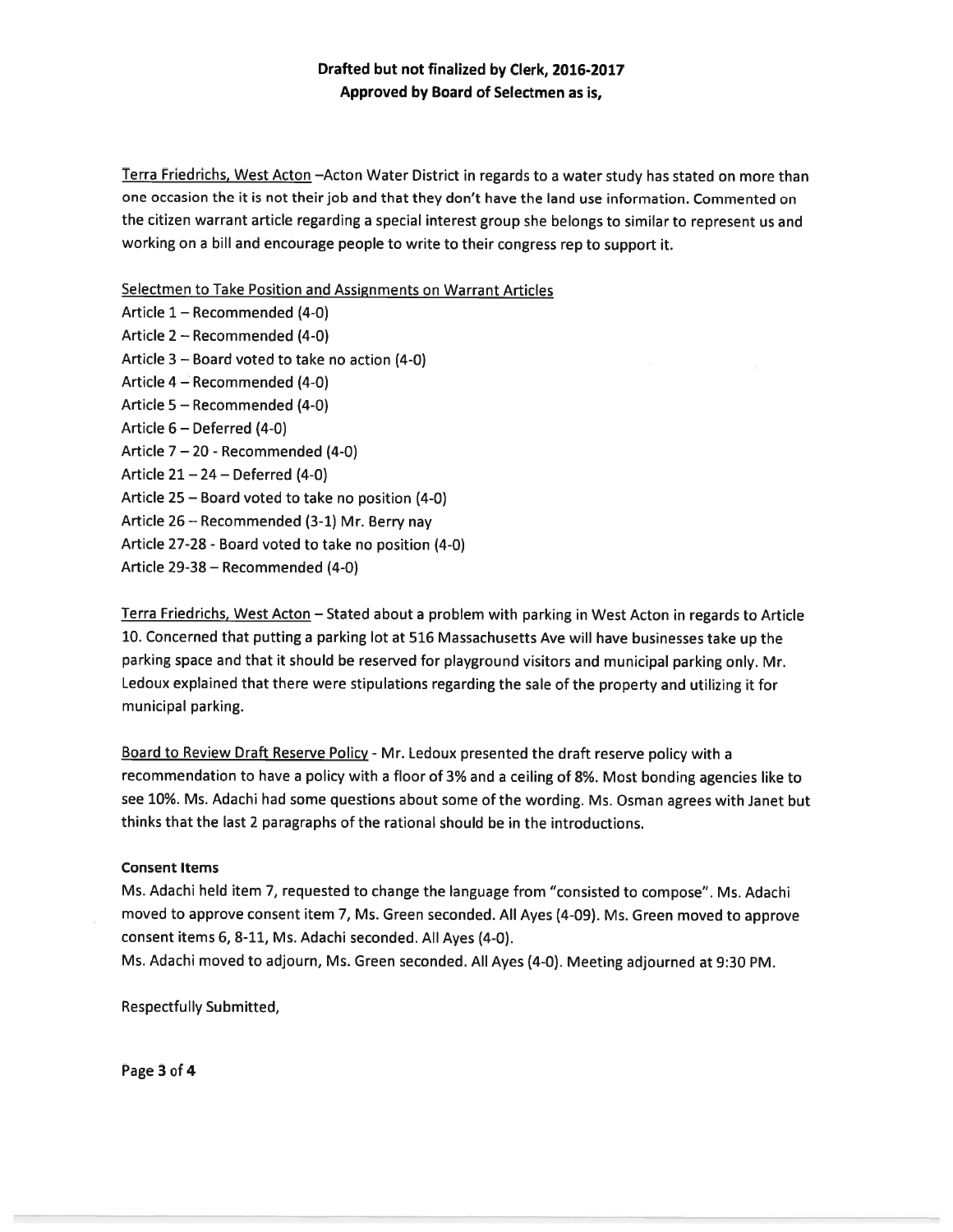**Drafted but not finalized by Clerk, 2016-2017**
**Approved by Board of Selectmen as is,**

Terra Friedrichs, West Acton –Acton Water District in regards to a water study has stated on more than one occasion the it is not their job and that they don't have the land use information. Commented on the citizen warrant article regarding a special interest group she belongs to similar to represent us and working on a bill and encourage people to write to their congress rep to support it.

Selectmen to Take Position and Assignments on Warrant Articles

Article 1 – Recommended (4-0)
Article 2 – Recommended (4-0)
Article 3 – Board voted to take no action (4-0)
Article 4 – Recommended (4-0)
Article 5 – Recommended (4-0)
Article 6 – Deferred (4-0)
Article 7 – 20 - Recommended (4-0)
Article 21 – 24 – Deferred (4-0)
Article 25 – Board voted to take no position (4-0)
Article 26 – Recommended (3-1) Mr. Berry nay
Article 27-28 - Board voted to take no position (4-0)
Article 29-38 – Recommended (4-0)

Terra Friedrichs, West Acton – Stated about a problem with parking in West Acton in regards to Article 10. Concerned that putting a parking lot at 516 Massachusetts Ave will have businesses take up the parking space and that it should be reserved for playground visitors and municipal parking only. Mr. Ledoux explained that there were stipulations regarding the sale of the property and utilizing it for municipal parking.

Board to Review Draft Reserve Policy - Mr. Ledoux presented the draft reserve policy with a recommendation to have a policy with a floor of 3% and a ceiling of 8%. Most bonding agencies like to see 10%. Ms. Adachi had some questions about some of the wording. Ms. Osman agrees with Janet but thinks that the last 2 paragraphs of the rational should be in the introductions.

**Consent Items**

Ms. Adachi held item 7, requested to change the language from "consisted to compose". Ms. Adachi moved to approve consent item 7, Ms. Green seconded. All Ayes (4-09). Ms. Green moved to approve consent items 6, 8-11, Ms. Adachi seconded. All Ayes (4-0).

Ms. Adachi moved to adjourn, Ms. Green seconded. All Ayes (4-0). Meeting adjourned at 9:30 PM.

Respectfully Submitted,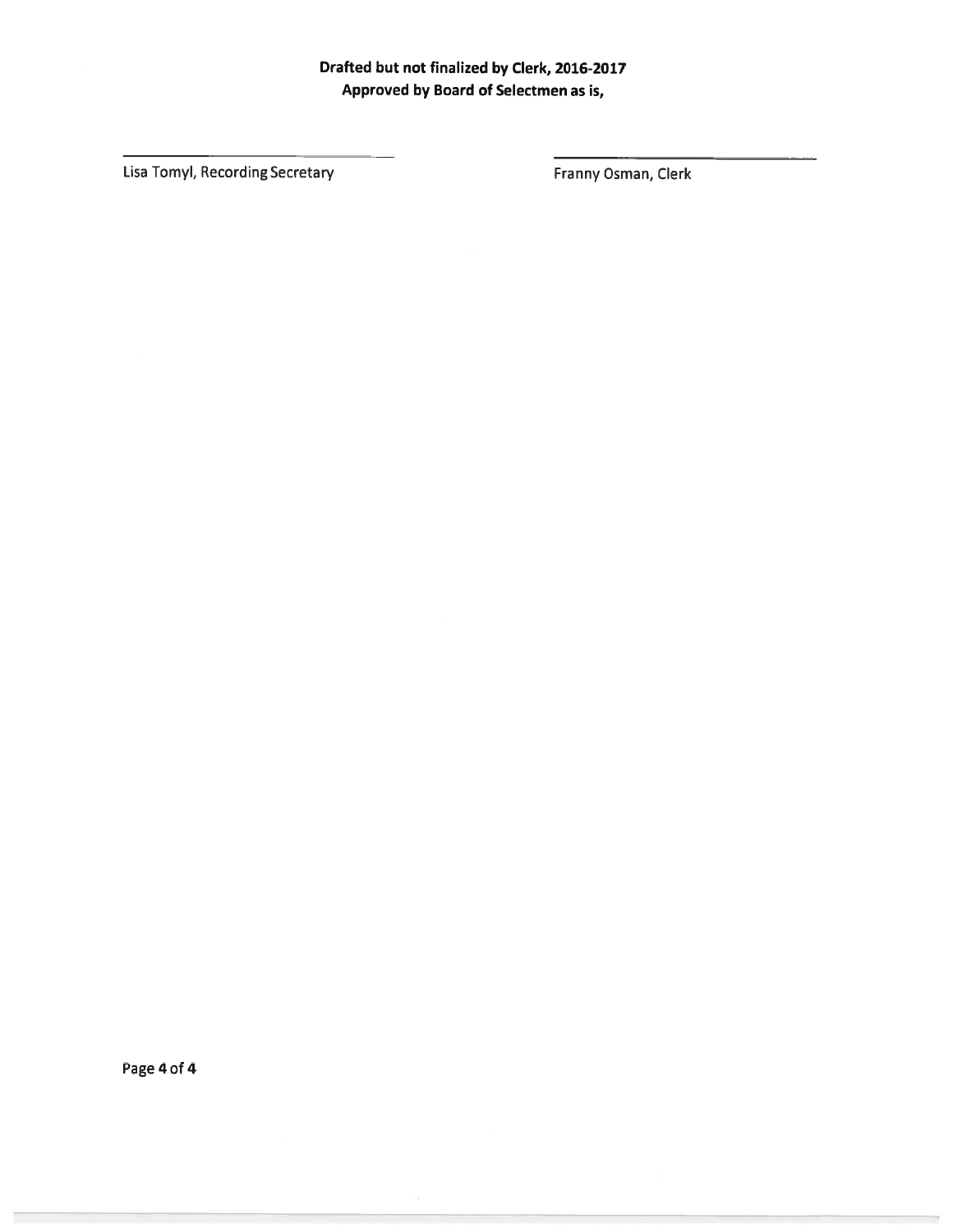**Drafted but not finalized by Clerk, 2016-2017**
**Approved by Board of Selectmen as is,**

\_\_\_\_\_\_\_\_\_\_\_\_\_\_\_\_\_\_\_\_\_\_\_\_\_\_\_\_\_\_
Lisa Tomyl, Recording Secretary

\_\_\_\_\_\_\_\_\_\_\_\_\_\_\_\_\_\_\_\_\_\_\_\_\_\_\_\_\_\_
Franny Osman, Clerk